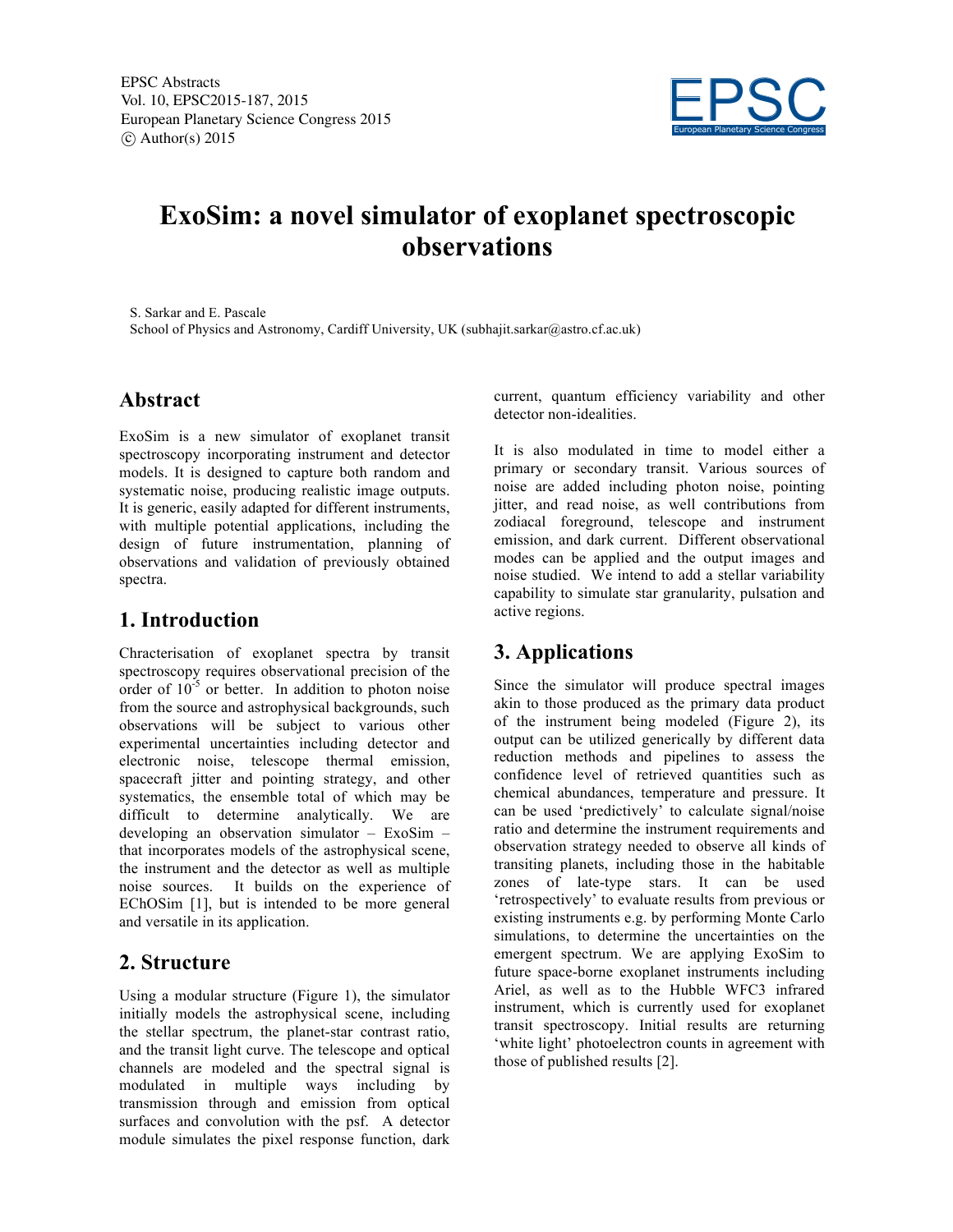# ExoSim: a novel simulator of exoplanet spectroscopic observations

S. Sarkar and E. Pascale

School of Physics and Astronomy, Cardiff University, UK (subhajit.sarkar@astro.cf.ac.uk)

## Abstract

ExoSim is a new simulator of exoplanet transit spectroscopy incorporating instrument and detector models. It is designed to capture both random and systematic noise, producing realistic image outputs. It is generic, easily adapted for different instruments, with multiple potential applications, including the design of future instrumentation, planning of observations and validation of previously obtained spectra.

## 1. Introduction

Chracterisation of exoplanet spectra by transit spectroscopy requires observational precision of the order of $10^{-5}$ or better. In addition to photon noise from the source and astrophysical backgrounds, such observations will be subject to various other experimental uncertainties including detector and electronic noise, telescope thermal emission, spacecraft jitter and pointing strategy, and other systematics, the ensemble total of which may be difficult to determine analytically. We are developing an observation simulator – ExoSim – that incorporates models of the astrophysical scene, the instrument and the detector as well as multiple noise sources. It builds on the experience of EChOSim [1], but is intended to be more general and versatile in its application.

## 2. Structure

Using a modular structure (Figure 1), the simulator initially models the astrophysical scene, including the stellar spectrum, the planet-star contrast ratio, and the transit light curve. The telescope and optical channels are modeled and the spectral signal is modulated in multiple ways including by transmission through and emission from optical surfaces and convolution with the psf. A detector module simulates the pixel response function, dark current, quantum efficiency variability and other detector non-idealities.

It is also modulated in time to model either a primary or secondary transit. Various sources of noise are added including photon noise, pointing jitter, and read noise, as well contributions from zodiacal foreground, telescope and instrument emission, and dark current. Different observational modes can be applied and the output images and noise studied. We intend to add a stellar variability capability to simulate star granularity, pulsation and active regions.

## 3. Applications

Since the simulator will produce spectral images akin to those produced as the primary data product of the instrument being modeled (Figure 2), its output can be utilized generically by different data reduction methods and pipelines to assess the confidence level of retrieved quantities such as chemical abundances, temperature and pressure. It can be used 'predictively' to calculate signal/noise ratio and determine the instrument requirements and observation strategy needed to observe all kinds of transiting planets, including those in the habitable zones of late-type stars. It can be used 'retrospectively' to evaluate results from previous or existing instruments e.g. by performing Monte Carlo simulations, to determine the uncertainties on the emergent spectrum. We are applying ExoSim to future space-borne exoplanet instruments including Ariel, as well as to the Hubble WFC3 infrared instrument, which is currently used for exoplanet transit spectroscopy. Initial results are returning 'white light' photoelectron counts in agreement with those of published results [2].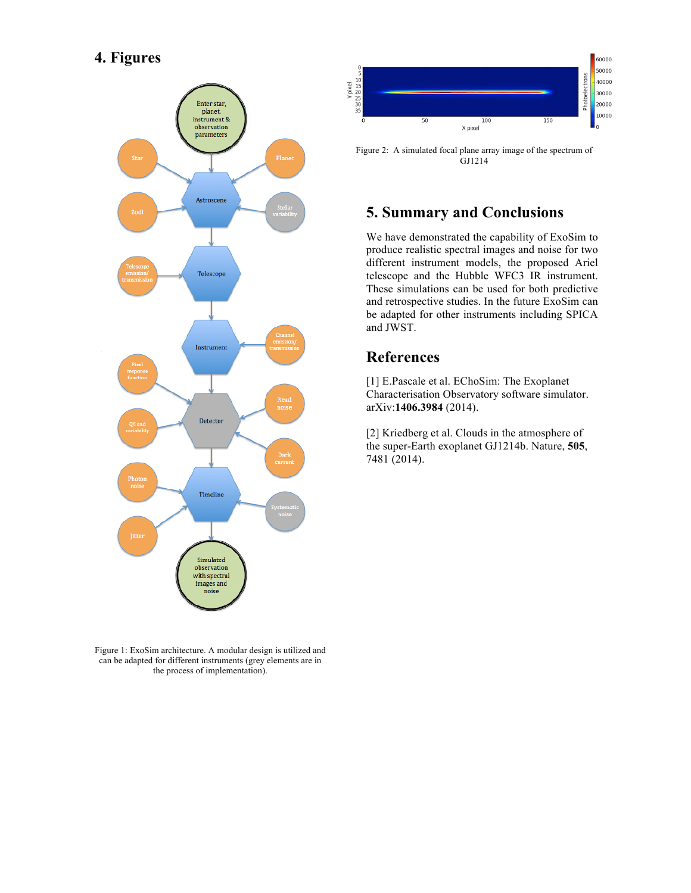## 4. Figures

Enter star, planet, instrument & observation parameters

Star

Planet

Astroscene

Zodi

Stellar variability

Telescope emission/ transmission

Telescope

Instrument

Channel emission/ transmission

Pixel response function

Detector

Read noise

QE and variability

Dark current

Photon noise

Timeline

Systematic noise

Jitter

Simulated observation with spectral images and noise

Figure 1: ExoSim architecture. A modular design is utilized and can be adapted for different instruments (grey elements are in the process of implementation).

Y pixel

0
5
10
15
20
25
30
35

X pixel

0
50
100
150

Photoelectrons

60000
50000
40000
30000
20000
10000
0

Figure 2: A simulated focal plane array image of the spectrum of GJ1214

## 5. Summary and Conclusions

We have demonstrated the capability of ExoSim to produce realistic spectral images and noise for two different instrument models, the proposed Ariel telescope and the Hubble WFC3 IR instrument. These simulations can be used for both predictive and retrospective studies. In the future ExoSim can be adapted for other instruments including SPICA and JWST.

## References

[1] E.Pascale et al. EChoSim: The Exoplanet Characterisation Observatory software simulator. arXiv:**1406.3984** (2014).

[2] Kriedberg et al. Clouds in the atmosphere of the super-Earth exoplanet GJ1214b. Nature, **505**, 7481 (2014).